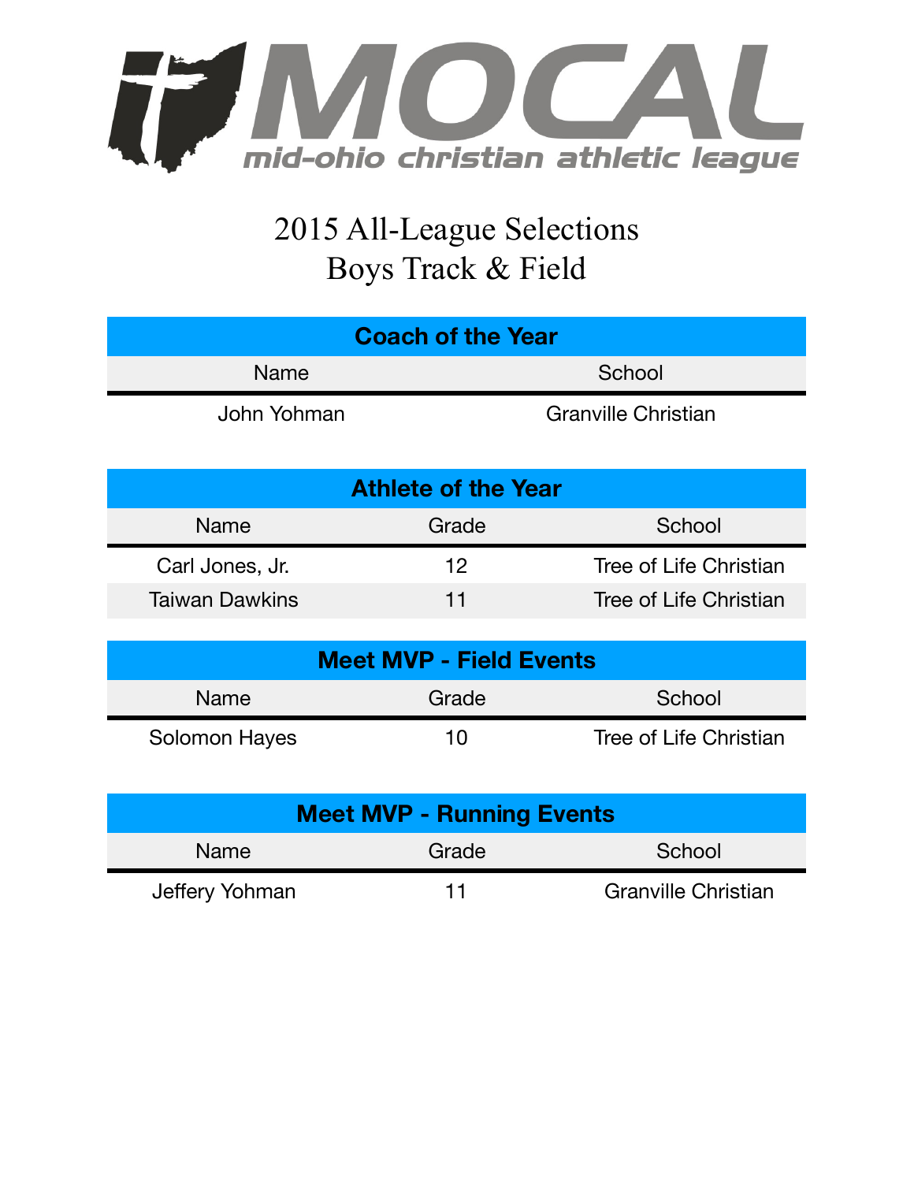# MOCAL

mid-ohio christian athletic league

## 2015 All-League Selections
## Boys Track & Field

| Coach of the Year | |
|---|---|
| Name | School |
| John Yohman | Granville Christian |

| Athlete of the Year | | |
|---|---|---|
| Name | Grade | School |
| Carl Jones, Jr. | 12 | Tree of Life Christian |
| Taiwan Dawkins | 11 | Tree of Life Christian |

| Meet MVP - Field Events | | |
|---|---|---|
| Name | Grade | School |
| Solomon Hayes | 10 | Tree of Life Christian |

| Meet MVP - Running Events | | |
|---|---|---|
| Name | Grade | School |
| Jeffery Yohman | 11 | Granville Christian |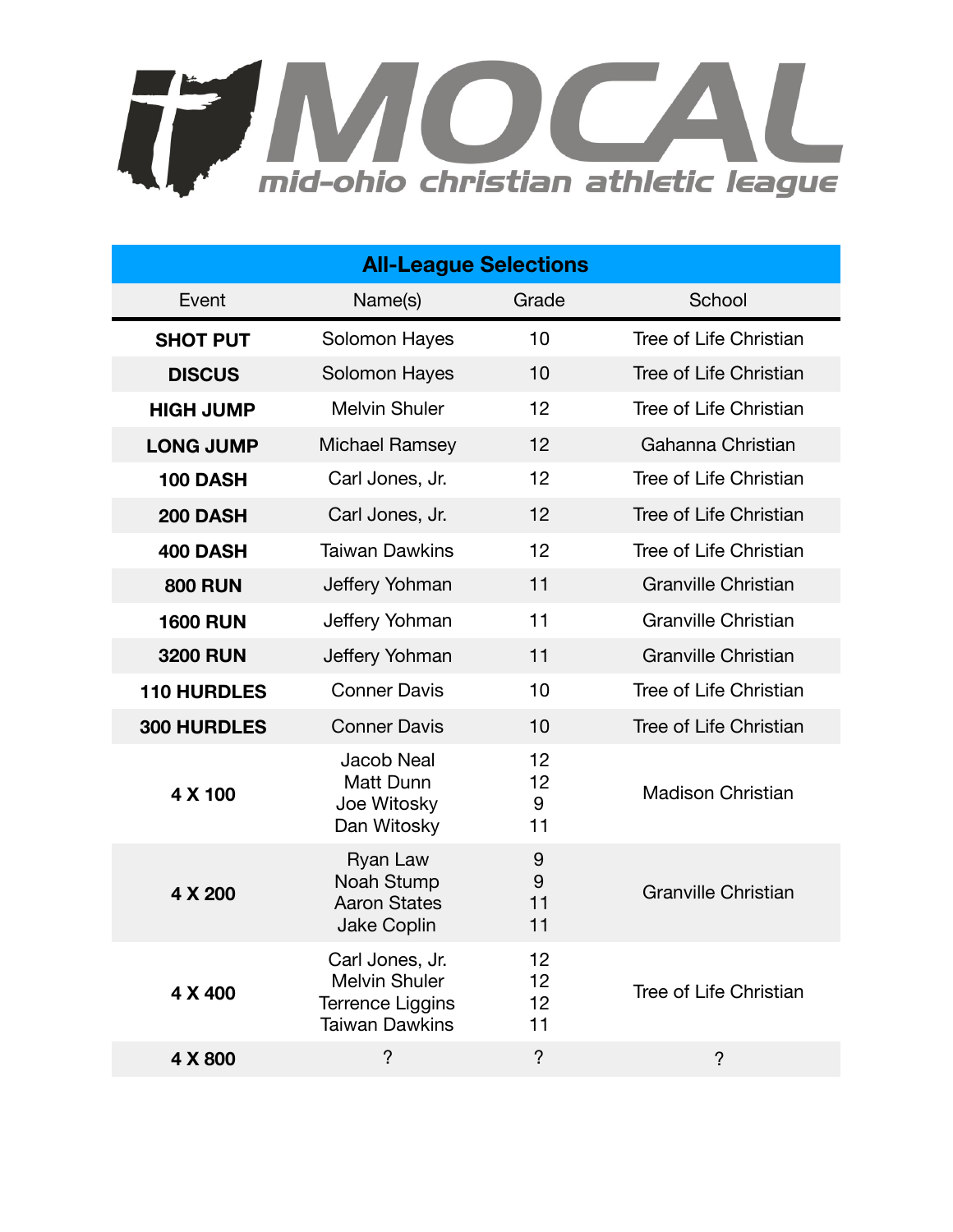# MOCAL

*mid-ohio christian athletic league*

| All-League Selections | | | |
|---|---|---|---|
| Event | Name(s) | Grade | School |
| **SHOT PUT** | Solomon Hayes | 10 | Tree of Life Christian |
| **DISCUS** | Solomon Hayes | 10 | Tree of Life Christian |
| **HIGH JUMP** | Melvin Shuler | 12 | Tree of Life Christian |
| **LONG JUMP** | Michael Ramsey | 12 | Gahanna Christian |
| **100 DASH** | Carl Jones, Jr. | 12 | Tree of Life Christian |
| **200 DASH** | Carl Jones, Jr. | 12 | Tree of Life Christian |
| **400 DASH** | Taiwan Dawkins | 12 | Tree of Life Christian |
| **800 RUN** | Jeffery Yohman | 11 | Granville Christian |
| **1600 RUN** | Jeffery Yohman | 11 | Granville Christian |
| **3200 RUN** | Jeffery Yohman | 11 | Granville Christian |
| **110 HURDLES** | Conner Davis | 10 | Tree of Life Christian |
| **300 HURDLES** | Conner Davis | 10 | Tree of Life Christian |
| **4 X 100** | Jacob Neal<br>Matt Dunn<br>Joe Witosky<br>Dan Witosky | 12<br>12<br>9<br>11 | Madison Christian |
| **4 X 200** | Ryan Law<br>Noah Stump<br>Aaron States<br>Jake Coplin | 9<br>9<br>11<br>11 | Granville Christian |
| **4 X 400** | Carl Jones, Jr.<br>Melvin Shuler<br>Terrence Liggins<br>Taiwan Dawkins | 12<br>12<br>12<br>11 | Tree of Life Christian |
| **4 X 800** | ? | ? | ? |